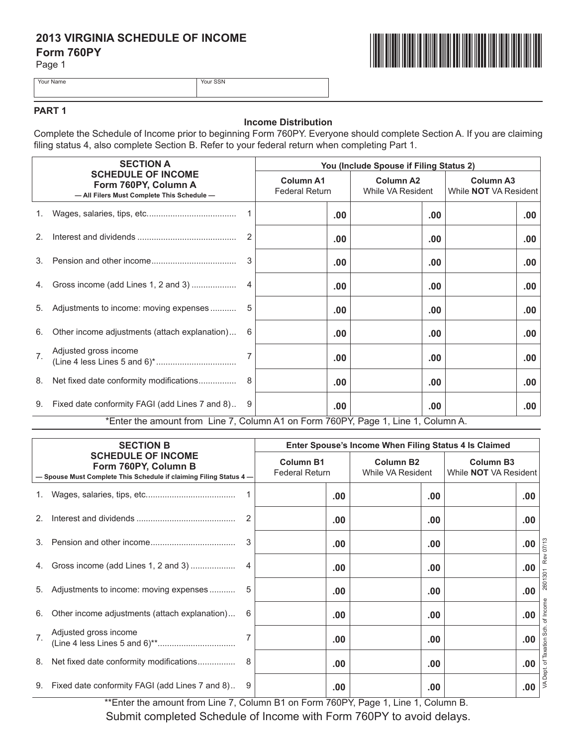# 2013 VIRGINIA SCHEDULE OF INCOME

**Form 760PY**

Page 1

| Your Name | Your SSN |
|---|---|
| | |

## PART 1

### Income Distribution

Complete the Schedule of Income prior to beginning Form 760PY. Everyone should complete Section A. If you are claiming filing status 4, also complete Section B. Refer to your federal return when completing Part 1.

| SECTION A SCHEDULE OF INCOME Form 760PY, Column A — All Filers Must Complete This Schedule — | | You (Include Spouse if Filing Status 2) | | |
|---|---|---|---|---|
| | | **Column A1** Federal Return | **Column A2** While VA Resident | **Column A3** While **NOT** VA Resident |
| 1. Wages, salaries, tips, etc. | 1 | .00 | .00 | .00 |
| 2. Interest and dividends | 2 | .00 | .00 | .00 |
| 3. Pension and other income | 3 | .00 | .00 | .00 |
| 4. Gross income (add Lines 1, 2 and 3) | 4 | .00 | .00 | .00 |
| 5. Adjustments to income: moving expenses | 5 | .00 | .00 | .00 |
| 6. Other income adjustments (attach explanation) | 6 | .00 | .00 | .00 |
| 7. Adjusted gross income (Line 4 less Lines 5 and 6)* | 7 | .00 | .00 | .00 |
| 8. Net fixed date conformity modifications | 8 | .00 | .00 | .00 |
| 9. Fixed date conformity FAGI (add Lines 7 and 8) | 9 | .00 | .00 | .00 |

*Enter the amount from Line 7, Column A1 on Form 760PY, Page 1, Line 1, Column A.

| SECTION B SCHEDULE OF INCOME Form 760PY, Column B — Spouse Must Complete This Schedule if claiming Filing Status 4 — | | Enter Spouse's Income When Filing Status 4 Is Claimed | | |
|---|---|---|---|---|
| | | **Column B1** Federal Return | **Column B2** While VA Resident | **Column B3** While **NOT** VA Resident |
| 1. Wages, salaries, tips, etc. | 1 | .00 | .00 | .00 |
| 2. Interest and dividends | 2 | .00 | .00 | .00 |
| 3. Pension and other income | 3 | .00 | .00 | .00 |
| 4. Gross income (add Lines 1, 2 and 3) | 4 | .00 | .00 | .00 |
| 5. Adjustments to income: moving expenses | 5 | .00 | .00 | .00 |
| 6. Other income adjustments (attach explanation) | 6 | .00 | .00 | .00 |
| 7. Adjusted gross income (Line 4 less Lines 5 and 6)** | 7 | .00 | .00 | .00 |
| 8. Net fixed date conformity modifications | 8 | .00 | .00 | .00 |
| 9. Fixed date conformity FAGI (add Lines 7 and 8) | 9 | .00 | .00 | .00 |

**Enter the amount from Line 7, Column B1 on Form 760PY, Page 1, Line 1, Column B.

Submit completed Schedule of Income with Form 760PY to avoid delays.

VA Dept. of Taxation Sch. of Income 2601301 Rev 07/13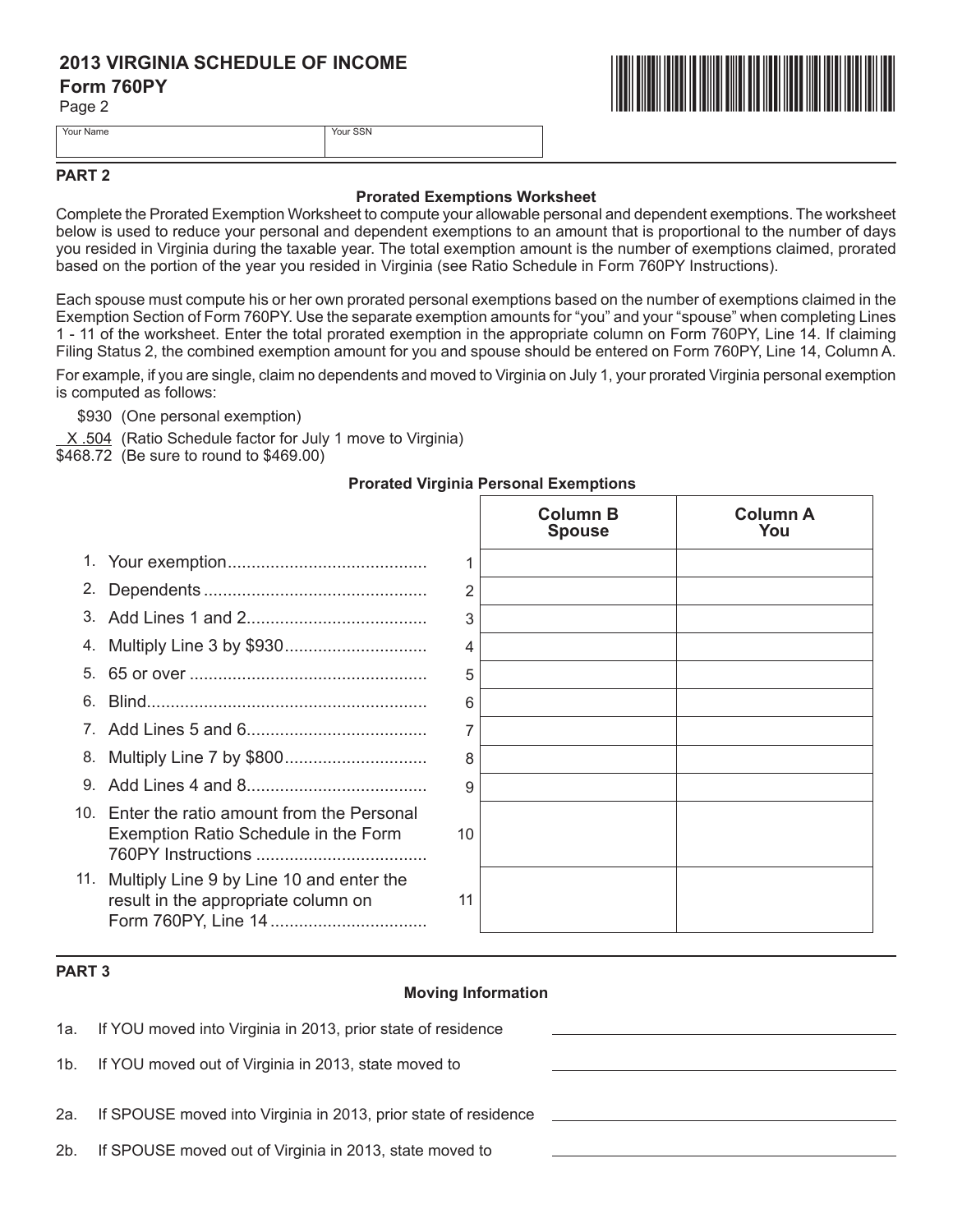## 2013 VIRGINIA SCHEDULE OF INCOME

**Form 760PY**

Page 2

| Your Name | Your SSN |
|---|---|
| | |

### PART 2

**Prorated Exemptions Worksheet**

Complete the Prorated Exemption Worksheet to compute your allowable personal and dependent exemptions. The worksheet below is used to reduce your personal and dependent exemptions to an amount that is proportional to the number of days you resided in Virginia during the taxable year. The total exemption amount is the number of exemptions claimed, prorated based on the portion of the year you resided in Virginia (see Ratio Schedule in Form 760PY Instructions).

Each spouse must compute his or her own prorated personal exemptions based on the number of exemptions claimed in the Exemption Section of Form 760PY. Use the separate exemption amounts for "you" and your "spouse" when completing Lines 1 - 11 of the worksheet. Enter the total prorated exemption in the appropriate column on Form 760PY, Line 14. If claiming Filing Status 2, the combined exemption amount for you and spouse should be entered on Form 760PY, Line 14, Column A.

For example, if you are single, claim no dependents and moved to Virginia on July 1, your prorated Virginia personal exemption is computed as follows:

$930 (One personal exemption)
X .504 (Ratio Schedule factor for July 1 move to Virginia)
$468.72 (Be sure to round to $469.00)

**Prorated Virginia Personal Exemptions**

| | | Column B Spouse | Column A You |
|---|---|---|---|
| 1. Your exemption | 1 | | |
| 2. Dependents | 2 | | |
| 3. Add Lines 1 and 2 | 3 | | |
| 4. Multiply Line 3 by $930 | 4 | | |
| 5. 65 or over | 5 | | |
| 6. Blind | 6 | | |
| 7. Add Lines 5 and 6 | 7 | | |
| 8. Multiply Line 7 by $800 | 8 | | |
| 9. Add Lines 4 and 8 | 9 | | |
| 10. Enter the ratio amount from the Personal Exemption Ratio Schedule in the Form 760PY Instructions | 10 | | |
| 11. Multiply Line 9 by Line 10 and enter the result in the appropriate column on Form 760PY, Line 14 | 11 | | |

### PART 3

**Moving Information**

1a. If YOU moved into Virginia in 2013, prior state of residence ____________________

1b. If YOU moved out of Virginia in 2013, state moved to ____________________

2a. If SPOUSE moved into Virginia in 2013, prior state of residence ____________________

2b. If SPOUSE moved out of Virginia in 2013, state moved to ____________________